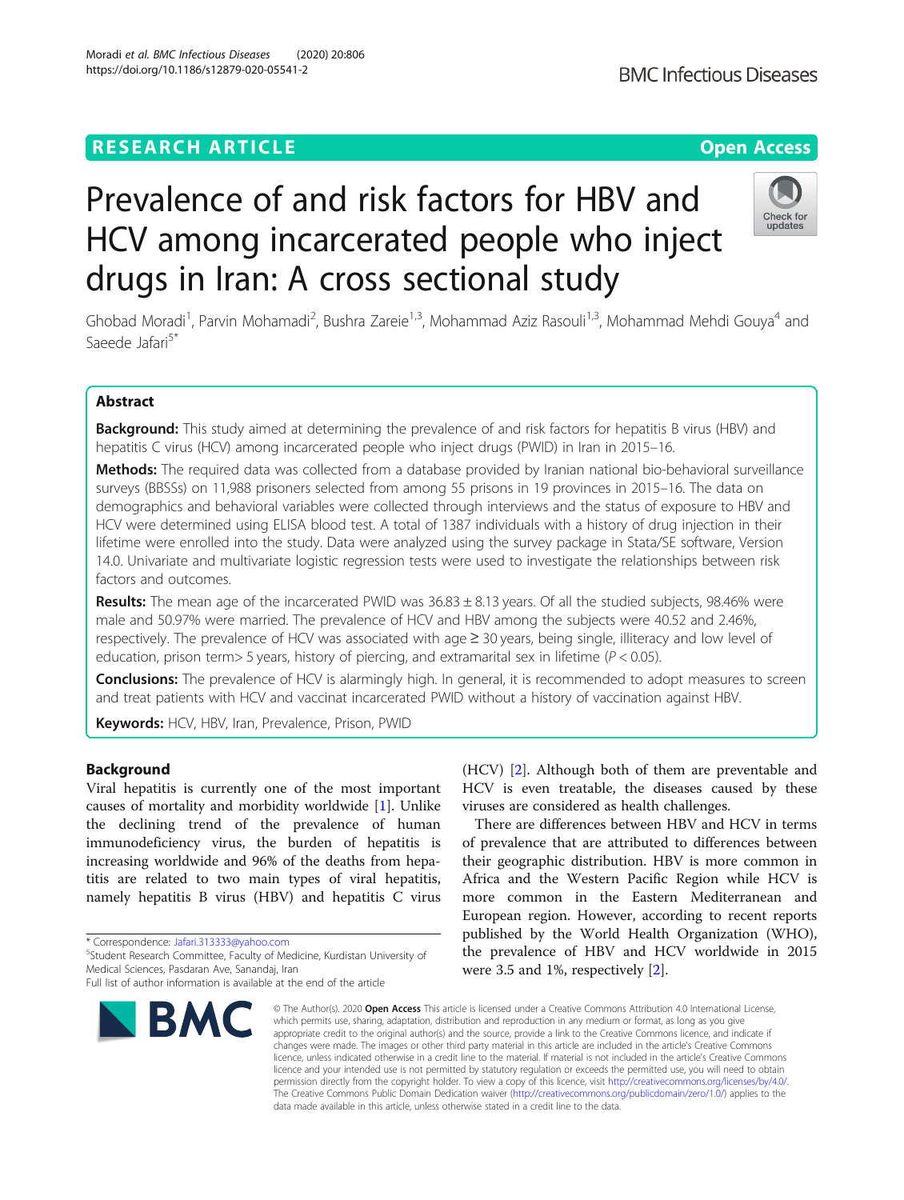RESEARCH ARTICLE

Open Access

# Prevalence of and risk factors for HBV and HCV among incarcerated people who inject drugs in Iran: A cross sectional study

Ghobad Moradi[1], Parvin Mohamadi[2], Bushra Zareie[1,3], Mohammad Aziz Rasouli[1,3], Mohammad Mehdi Gouya[4] and Saeede Jafari[5*]

## Abstract

**Background:** This study aimed at determining the prevalence of and risk factors for hepatitis B virus (HBV) and hepatitis C virus (HCV) among incarcerated people who inject drugs (PWID) in Iran in 2015–16.

**Methods:** The required data was collected from a database provided by Iranian national bio-behavioral surveillance surveys (BBSSs) on 11,988 prisoners selected from among 55 prisons in 19 provinces in 2015–16. The data on demographics and behavioral variables were collected through interviews and the status of exposure to HBV and HCV were determined using ELISA blood test. A total of 1387 individuals with a history of drug injection in their lifetime were enrolled into the study. Data were analyzed using the survey package in Stata/SE software, Version 14.0. Univariate and multivariate logistic regression tests were used to investigate the relationships between risk factors and outcomes.

**Results:** The mean age of the incarcerated PWID was 36.83 ± 8.13 years. Of all the studied subjects, 98.46% were male and 50.97% were married. The prevalence of HCV and HBV among the subjects were 40.52 and 2.46%, respectively. The prevalence of HCV was associated with age ≥ 30 years, being single, illiteracy and low level of education, prison term> 5 years, history of piercing, and extramarital sex in lifetime ($P < 0.05$).

**Conclusions:** The prevalence of HCV is alarmingly high. In general, it is recommended to adopt measures to screen and treat patients with HCV and vaccinat incarcerated PWID without a history of vaccination against HBV.

**Keywords:** HCV, HBV, Iran, Prevalence, Prison, PWID

## Background

Viral hepatitis is currently one of the most important causes of mortality and morbidity worldwide [1]. Unlike the declining trend of the prevalence of human immunodeficiency virus, the burden of hepatitis is increasing worldwide and 96% of the deaths from hepatitis are related to two main types of viral hepatitis, namely hepatitis B virus (HBV) and hepatitis C virus (HCV) [2]. Although both of them are preventable and HCV is even treatable, the diseases caused by these viruses are considered as health challenges.

There are differences between HBV and HCV in terms of prevalence that are attributed to differences between their geographic distribution. HBV is more common in Africa and the Western Pacific Region while HCV is more common in the Eastern Mediterranean and European region. However, according to recent reports published by the World Health Organization (WHO), the prevalence of HBV and HCV worldwide in 2015 were 3.5 and 1%, respectively [2].

* Correspondence: Jafari.313333@yahoo.com
[5]Student Research Committee, Faculty of Medicine, Kurdistan University of Medical Sciences, Pasdaran Ave, Sanandaj, Iran
Full list of author information is available at the end of the article

© The Author(s). 2020 **Open Access** This article is licensed under a Creative Commons Attribution 4.0 International License, which permits use, sharing, adaptation, distribution and reproduction in any medium or format, as long as you give appropriate credit to the original author(s) and the source, provide a link to the Creative Commons licence, and indicate if changes were made. The images or other third party material in this article are included in the article's Creative Commons licence, unless indicated otherwise in a credit line to the material. If material is not included in the article's Creative Commons licence and your intended use is not permitted by statutory regulation or exceeds the permitted use, you will need to obtain permission directly from the copyright holder. To view a copy of this licence, visit http://creativecommons.org/licenses/by/4.0/. The Creative Commons Public Domain Dedication waiver (http://creativecommons.org/publicdomain/zero/1.0/) applies to the data made available in this article, unless otherwise stated in a credit line to the data.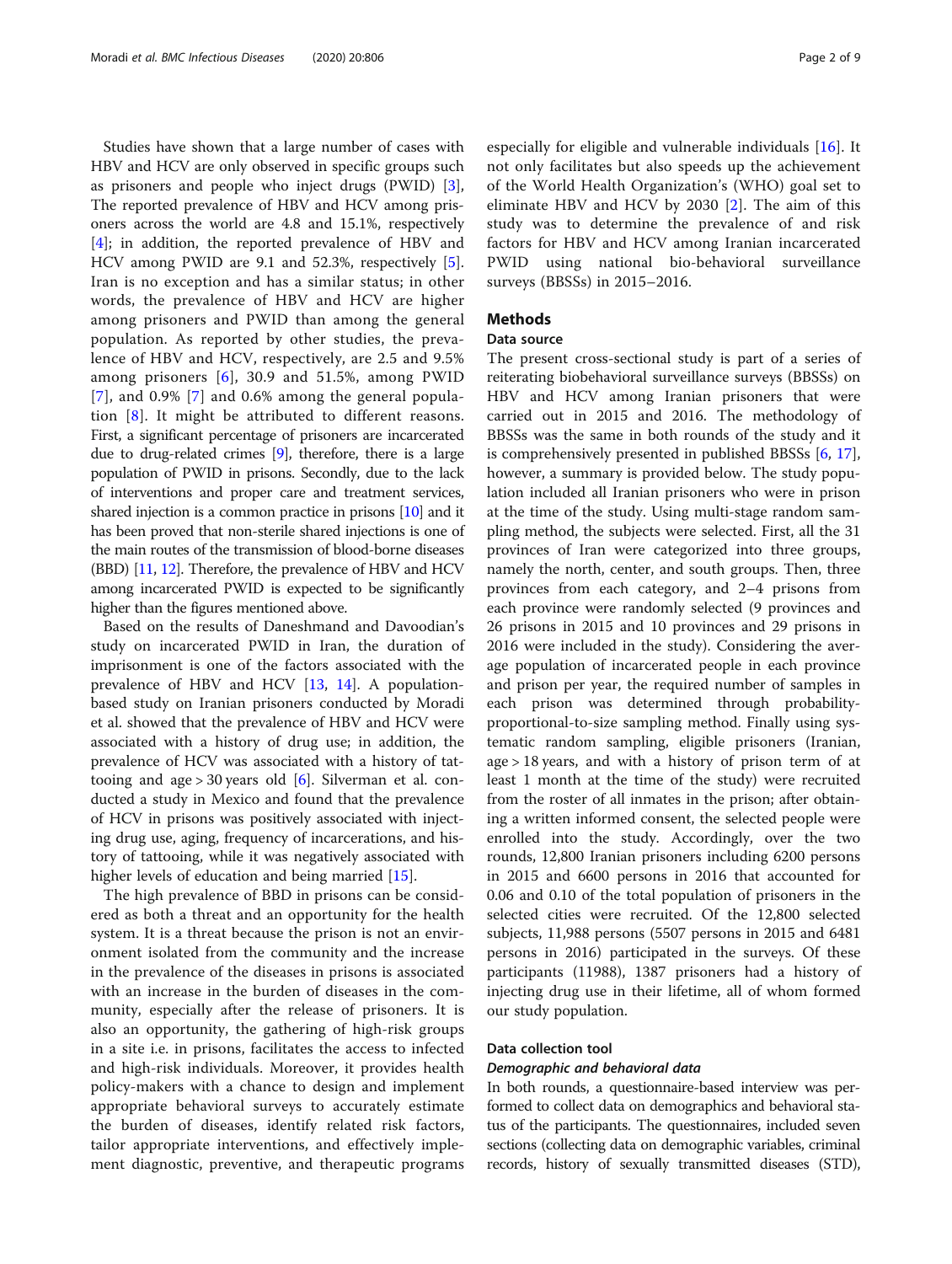Studies have shown that a large number of cases with HBV and HCV are only observed in specific groups such as prisoners and people who inject drugs (PWID) [3], The reported prevalence of HBV and HCV among prisoners across the world are 4.8 and 15.1%, respectively [4]; in addition, the reported prevalence of HBV and HCV among PWID are 9.1 and 52.3%, respectively [5]. Iran is no exception and has a similar status; in other words, the prevalence of HBV and HCV are higher among prisoners and PWID than among the general population. As reported by other studies, the prevalence of HBV and HCV, respectively, are 2.5 and 9.5% among prisoners [6], 30.9 and 51.5%, among PWID [7], and 0.9% [7] and 0.6% among the general population [8]. It might be attributed to different reasons. First, a significant percentage of prisoners are incarcerated due to drug-related crimes [9], therefore, there is a large population of PWID in prisons. Secondly, due to the lack of interventions and proper care and treatment services, shared injection is a common practice in prisons [10] and it has been proved that non-sterile shared injections is one of the main routes of the transmission of blood-borne diseases (BBD) [11, 12]. Therefore, the prevalence of HBV and HCV among incarcerated PWID is expected to be significantly higher than the figures mentioned above.

Based on the results of Daneshmand and Davoodian's study on incarcerated PWID in Iran, the duration of imprisonment is one of the factors associated with the prevalence of HBV and HCV [13, 14]. A population-based study on Iranian prisoners conducted by Moradi et al. showed that the prevalence of HBV and HCV were associated with a history of drug use; in addition, the prevalence of HCV was associated with a history of tattooing and age > 30 years old [6]. Silverman et al. conducted a study in Mexico and found that the prevalence of HCV in prisons was positively associated with injecting drug use, aging, frequency of incarcerations, and history of tattooing, while it was negatively associated with higher levels of education and being married [15].

The high prevalence of BBD in prisons can be considered as both a threat and an opportunity for the health system. It is a threat because the prison is not an environment isolated from the community and the increase in the prevalence of the diseases in prisons is associated with an increase in the burden of diseases in the community, especially after the release of prisoners. It is also an opportunity, the gathering of high-risk groups in a site i.e. in prisons, facilitates the access to infected and high-risk individuals. Moreover, it provides health policy-makers with a chance to design and implement appropriate behavioral surveys to accurately estimate the burden of diseases, identify related risk factors, tailor appropriate interventions, and effectively implement diagnostic, preventive, and therapeutic programs especially for eligible and vulnerable individuals [16]. It not only facilitates but also speeds up the achievement of the World Health Organization's (WHO) goal set to eliminate HBV and HCV by 2030 [2]. The aim of this study was to determine the prevalence of and risk factors for HBV and HCV among Iranian incarcerated PWID using national bio-behavioral surveillance surveys (BBSSs) in 2015–2016.

## Methods

### Data source

The present cross-sectional study is part of a series of reiterating biobehavioral surveillance surveys (BBSSs) on HBV and HCV among Iranian prisoners that were carried out in 2015 and 2016. The methodology of BBSSs was the same in both rounds of the study and it is comprehensively presented in published BBSSs [6, 17], however, a summary is provided below. The study population included all Iranian prisoners who were in prison at the time of the study. Using multi-stage random sampling method, the subjects were selected. First, all the 31 provinces of Iran were categorized into three groups, namely the north, center, and south groups. Then, three provinces from each category, and 2–4 prisons from each province were randomly selected (9 provinces and 26 prisons in 2015 and 10 provinces and 29 prisons in 2016 were included in the study). Considering the average population of incarcerated people in each province and prison per year, the required number of samples in each prison was determined through probability-proportional-to-size sampling method. Finally using systematic random sampling, eligible prisoners (Iranian, age > 18 years, and with a history of prison term of at least 1 month at the time of the study) were recruited from the roster of all inmates in the prison; after obtaining a written informed consent, the selected people were enrolled into the study. Accordingly, over the two rounds, 12,800 Iranian prisoners including 6200 persons in 2015 and 6600 persons in 2016 that accounted for 0.06 and 0.10 of the total population of prisoners in the selected cities were recruited. Of the 12,800 selected subjects, 11,988 persons (5507 persons in 2015 and 6481 persons in 2016) participated in the surveys. Of these participants (11988), 1387 prisoners had a history of injecting drug use in their lifetime, all of whom formed our study population.

### Data collection tool

#### *Demographic and behavioral data*

In both rounds, a questionnaire-based interview was performed to collect data on demographics and behavioral status of the participants. The questionnaires, included seven sections (collecting data on demographic variables, criminal records, history of sexually transmitted diseases (STD),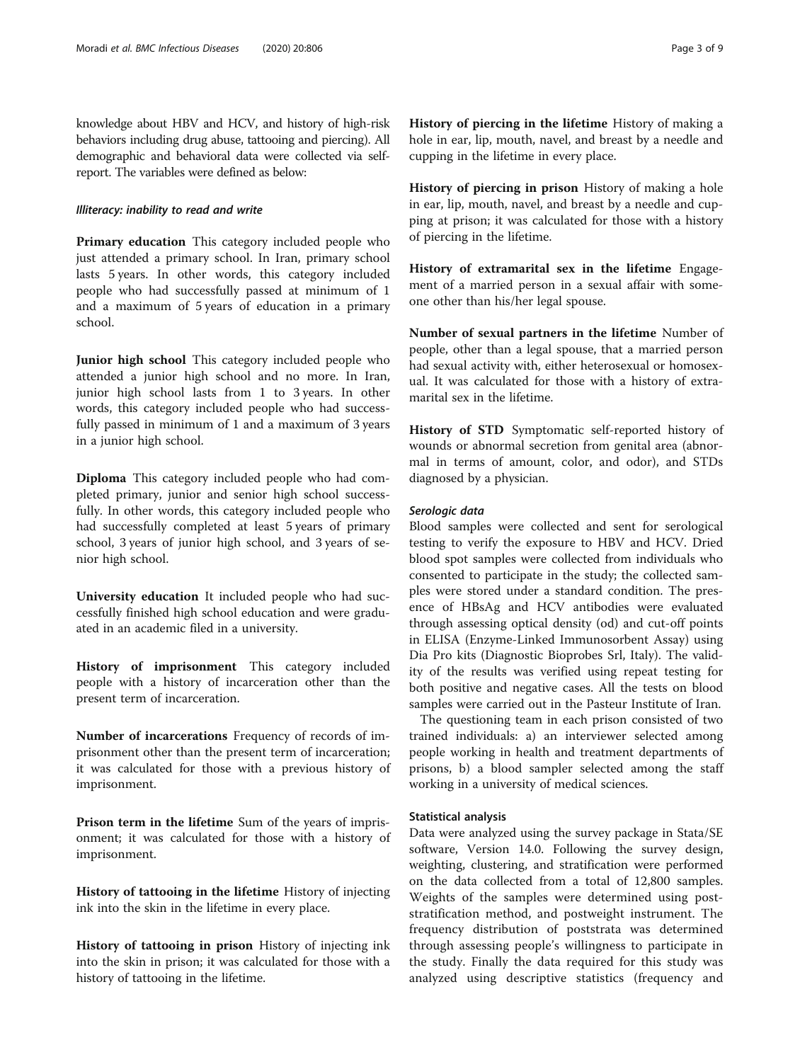knowledge about HBV and HCV, and history of high-risk behaviors including drug abuse, tattooing and piercing). All demographic and behavioral data were collected via self-report. The variables were defined as below:

#### *Illiteracy: inability to read and write*

**Primary education** This category included people who just attended a primary school. In Iran, primary school lasts 5 years. In other words, this category included people who had successfully passed at minimum of 1 and a maximum of 5 years of education in a primary school.

**Junior high school** This category included people who attended a junior high school and no more. In Iran, junior high school lasts from 1 to 3 years. In other words, this category included people who had successfully passed in minimum of 1 and a maximum of 3 years in a junior high school.

**Diploma** This category included people who had completed primary, junior and senior high school successfully. In other words, this category included people who had successfully completed at least 5 years of primary school, 3 years of junior high school, and 3 years of senior high school.

**University education** It included people who had successfully finished high school education and were graduated in an academic filed in a university.

**History of imprisonment** This category included people with a history of incarceration other than the present term of incarceration.

**Number of incarcerations** Frequency of records of imprisonment other than the present term of incarceration; it was calculated for those with a previous history of imprisonment.

**Prison term in the lifetime** Sum of the years of imprisonment; it was calculated for those with a history of imprisonment.

**History of tattooing in the lifetime** History of injecting ink into the skin in the lifetime in every place.

**History of tattooing in prison** History of injecting ink into the skin in prison; it was calculated for those with a history of tattooing in the lifetime.

**History of piercing in the lifetime** History of making a hole in ear, lip, mouth, navel, and breast by a needle and cupping in the lifetime in every place.

**History of piercing in prison** History of making a hole in ear, lip, mouth, navel, and breast by a needle and cupping at prison; it was calculated for those with a history of piercing in the lifetime.

**History of extramarital sex in the lifetime** Engagement of a married person in a sexual affair with someone other than his/her legal spouse.

**Number of sexual partners in the lifetime** Number of people, other than a legal spouse, that a married person had sexual activity with, either heterosexual or homosexual. It was calculated for those with a history of extramarital sex in the lifetime.

**History of STD** Symptomatic self-reported history of wounds or abnormal secretion from genital area (abnormal in terms of amount, color, and odor), and STDs diagnosed by a physician.

#### *Serologic data*

Blood samples were collected and sent for serological testing to verify the exposure to HBV and HCV. Dried blood spot samples were collected from individuals who consented to participate in the study; the collected samples were stored under a standard condition. The presence of HBsAg and HCV antibodies were evaluated through assessing optical density (od) and cut-off points in ELISA (Enzyme-Linked Immunosorbent Assay) using Dia Pro kits (Diagnostic Bioprobes Srl, Italy). The validity of the results was verified using repeat testing for both positive and negative cases. All the tests on blood samples were carried out in the Pasteur Institute of Iran.

The questioning team in each prison consisted of two trained individuals: a) an interviewer selected among people working in health and treatment departments of prisons, b) a blood sampler selected among the staff working in a university of medical sciences.

### Statistical analysis

Data were analyzed using the survey package in Stata/SE software, Version 14.0. Following the survey design, weighting, clustering, and stratification were performed on the data collected from a total of 12,800 samples. Weights of the samples were determined using post-stratification method, and postweight instrument. The frequency distribution of poststrata was determined through assessing people's willingness to participate in the study. Finally the data required for this study was analyzed using descriptive statistics (frequency and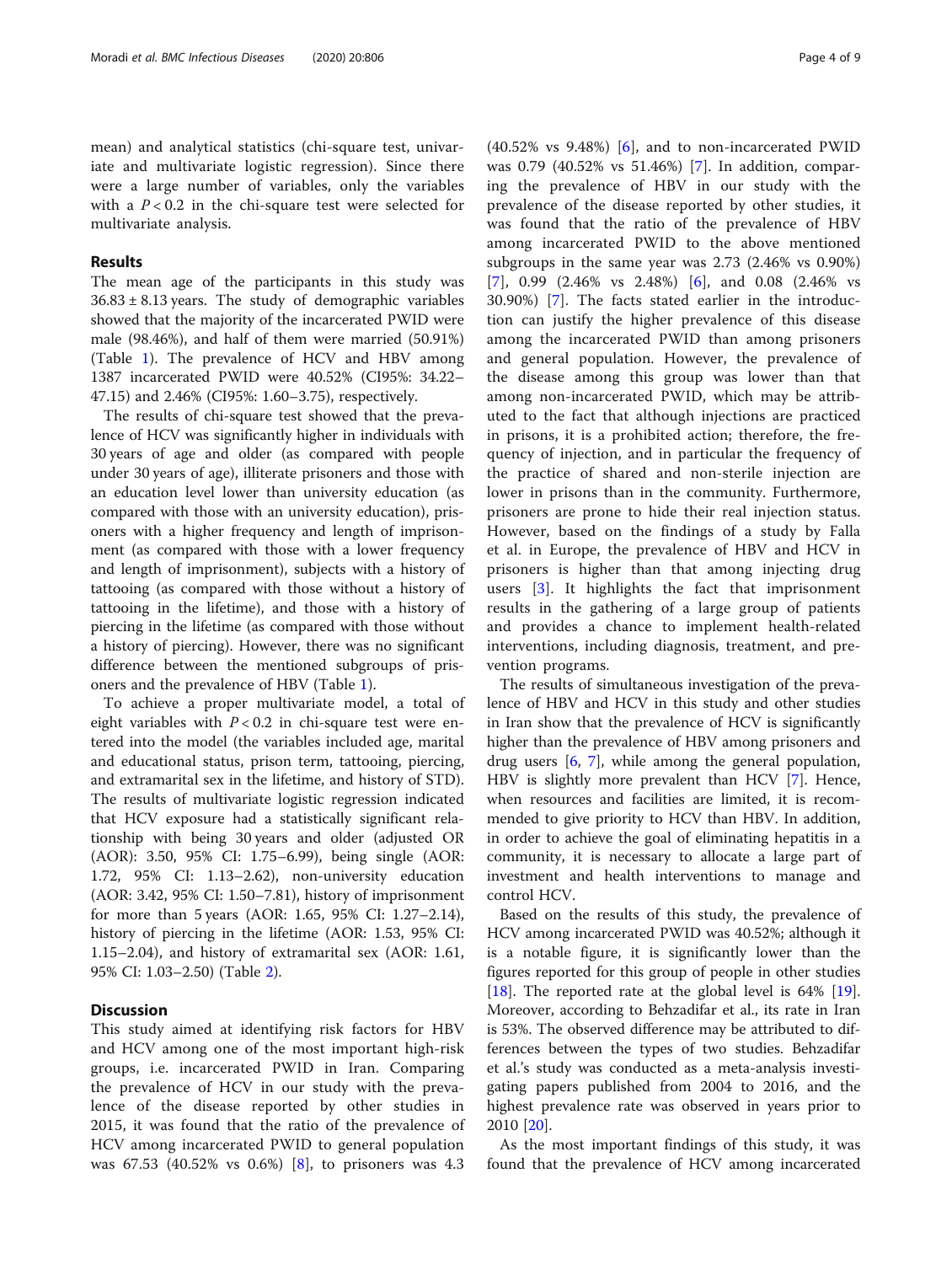mean) and analytical statistics (chi-square test, univariate and multivariate logistic regression). Since there were a large number of variables, only the variables with a $P < 0.2$ in the chi-square test were selected for multivariate analysis.

## Results

The mean age of the participants in this study was $36.83 \pm 8.13$ years. The study of demographic variables showed that the majority of the incarcerated PWID were male (98.46%), and half of them were married (50.91%) (Table 1). The prevalence of HCV and HBV among 1387 incarcerated PWID were 40.52% (CI95%: 34.22–47.15) and 2.46% (CI95%: 1.60–3.75), respectively.

The results of chi-square test showed that the prevalence of HCV was significantly higher in individuals with 30 years of age and older (as compared with people under 30 years of age), illiterate prisoners and those with an education level lower than university education (as compared with those with an university education), prisoners with a higher frequency and length of imprisonment (as compared with those with a lower frequency and length of imprisonment), subjects with a history of tattooing (as compared with those without a history of tattooing in the lifetime), and those with a history of piercing in the lifetime (as compared with those without a history of piercing). However, there was no significant difference between the mentioned subgroups of prisoners and the prevalence of HBV (Table 1).

To achieve a proper multivariate model, a total of eight variables with $P < 0.2$ in chi-square test were entered into the model (the variables included age, marital and educational status, prison term, tattooing, piercing, and extramarital sex in the lifetime, and history of STD). The results of multivariate logistic regression indicated that HCV exposure had a statistically significant relationship with being 30 years and older (adjusted OR (AOR): 3.50, 95% CI: 1.75–6.99), being single (AOR: 1.72, 95% CI: 1.13–2.62), non-university education (AOR: 3.42, 95% CI: 1.50–7.81), history of imprisonment for more than 5 years (AOR: 1.65, 95% CI: 1.27–2.14), history of piercing in the lifetime (AOR: 1.53, 95% CI: 1.15–2.04), and history of extramarital sex (AOR: 1.61, 95% CI: 1.03–2.50) (Table 2).

## Discussion

This study aimed at identifying risk factors for HBV and HCV among one of the most important high-risk groups, i.e. incarcerated PWID in Iran. Comparing the prevalence of HCV in our study with the prevalence of the disease reported by other studies in 2015, it was found that the ratio of the prevalence of HCV among incarcerated PWID to general population was 67.53 (40.52% vs 0.6%) [8], to prisoners was 4.3 (40.52% vs 9.48%) [6], and to non-incarcerated PWID was 0.79 (40.52% vs 51.46%) [7]. In addition, comparing the prevalence of HBV in our study with the prevalence of the disease reported by other studies, it was found that the ratio of the prevalence of HBV among incarcerated PWID to the above mentioned subgroups in the same year was 2.73 (2.46% vs 0.90%) [7], 0.99 (2.46% vs 2.48%) [6], and 0.08 (2.46% vs 30.90%) [7]. The facts stated earlier in the introduction can justify the higher prevalence of this disease among the incarcerated PWID than among prisoners and general population. However, the prevalence of the disease among this group was lower than that among non-incarcerated PWID, which may be attributed to the fact that although injections are practiced in prisons, it is a prohibited action; therefore, the frequency of injection, and in particular the frequency of the practice of shared and non-sterile injection are lower in prisons than in the community. Furthermore, prisoners are prone to hide their real injection status. However, based on the findings of a study by Falla et al. in Europe, the prevalence of HBV and HCV in prisoners is higher than that among injecting drug users [3]. It highlights the fact that imprisonment results in the gathering of a large group of patients and provides a chance to implement health-related interventions, including diagnosis, treatment, and prevention programs.

The results of simultaneous investigation of the prevalence of HBV and HCV in this study and other studies in Iran show that the prevalence of HCV is significantly higher than the prevalence of HBV among prisoners and drug users [6, 7], while among the general population, HBV is slightly more prevalent than HCV [7]. Hence, when resources and facilities are limited, it is recommended to give priority to HCV than HBV. In addition, in order to achieve the goal of eliminating hepatitis in a community, it is necessary to allocate a large part of investment and health interventions to manage and control HCV.

Based on the results of this study, the prevalence of HCV among incarcerated PWID was 40.52%; although it is a notable figure, it is significantly lower than the figures reported for this group of people in other studies [18]. The reported rate at the global level is 64% [19]. Moreover, according to Behzadifar et al., its rate in Iran is 53%. The observed difference may be attributed to differences between the types of two studies. Behzadifar et al.'s study was conducted as a meta-analysis investigating papers published from 2004 to 2016, and the highest prevalence rate was observed in years prior to 2010 [20].

As the most important findings of this study, it was found that the prevalence of HCV among incarcerated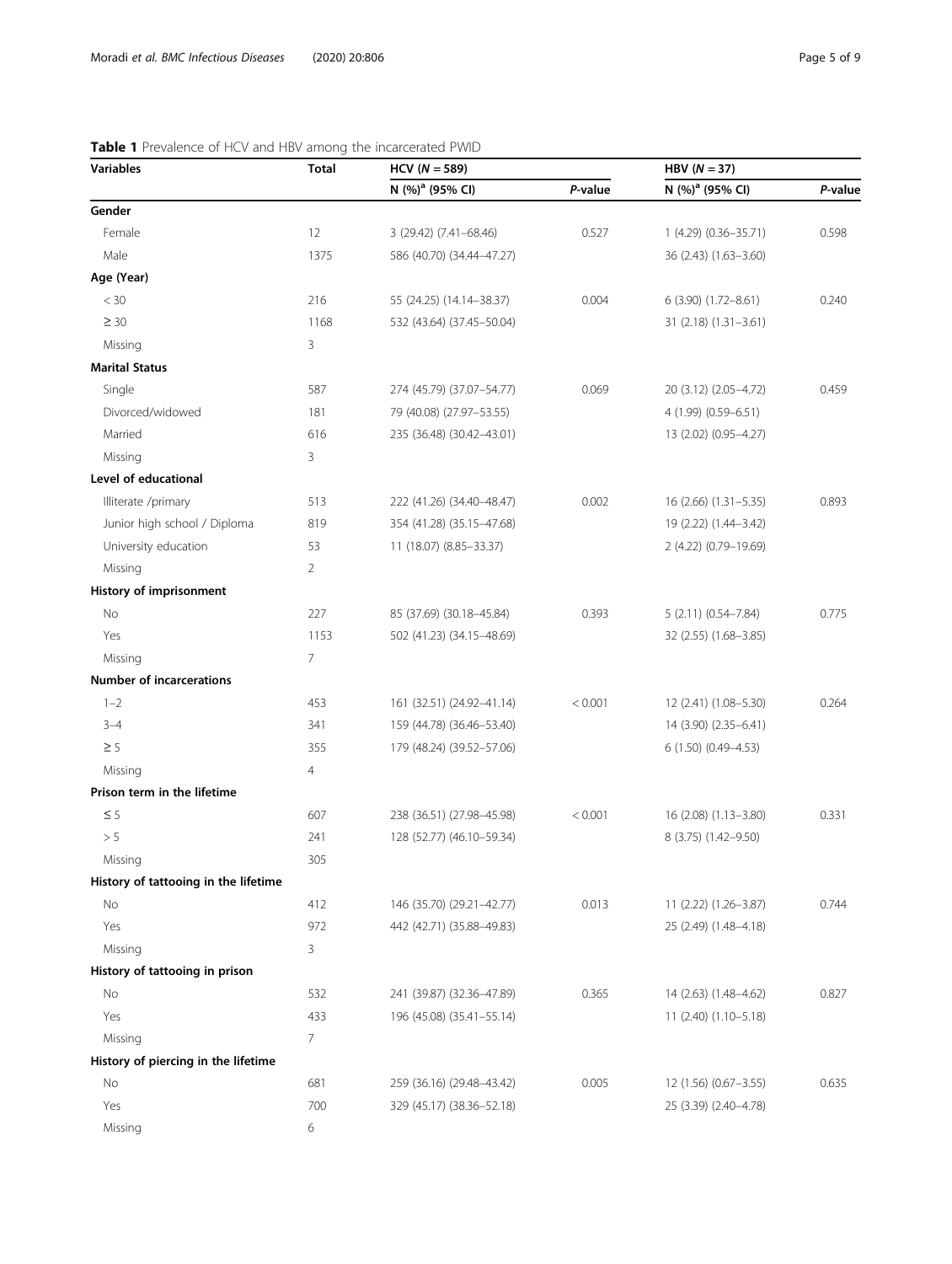**Table 1** Prevalence of HCV and HBV among the incarcerated PWID

| Variables | Total | HCV (*N* = 589) | | HBV (*N* = 37) | |
|---|---|---|---|---|---|
| | | N (%)[a] (95% CI) | *P*-value | N (%)[a] (95% CI) | *P*-value |
| **Gender** | | | | | |
| Female | 12 | 3 (29.42) (7.41–68.46) | 0.527 | 1 (4.29) (0.36–35.71) | 0.598 |
| Male | 1375 | 586 (40.70) (34.44–47.27) | | 36 (2.43) (1.63–3.60) | |
| **Age (Year)** | | | | | |
| < 30 | 216 | 55 (24.25) (14.14–38.37) | 0.004 | 6 (3.90) (1.72–8.61) | 0.240 |
| ≥ 30 | 1168 | 532 (43.64) (37.45–50.04) | | 31 (2.18) (1.31–3.61) | |
| Missing | 3 | | | | |
| **Marital Status** | | | | | |
| Single | 587 | 274 (45.79) (37.07–54.77) | 0.069 | 20 (3.12) (2.05–4.72) | 0.459 |
| Divorced/widowed | 181 | 79 (40.08) (27.97–53.55) | | 4 (1.99) (0.59–6.51) | |
| Married | 616 | 235 (36.48) (30.42–43.01) | | 13 (2.02) (0.95–4.27) | |
| Missing | 3 | | | | |
| **Level of educational** | | | | | |
| Illiterate /primary | 513 | 222 (41.26) (34.40–48.47) | 0.002 | 16 (2.66) (1.31–5.35) | 0.893 |
| Junior high school / Diploma | 819 | 354 (41.28) (35.15–47.68) | | 19 (2.22) (1.44–3.42) | |
| University education | 53 | 11 (18.07) (8.85–33.37) | | 2 (4.22) (0.79–19.69) | |
| Missing | 2 | | | | |
| **History of imprisonment** | | | | | |
| No | 227 | 85 (37.69) (30.18–45.84) | 0.393 | 5 (2.11) (0.54–7.84) | 0.775 |
| Yes | 1153 | 502 (41.23) (34.15–48.69) | | 32 (2.55) (1.68–3.85) | |
| Missing | 7 | | | | |
| **Number of incarcerations** | | | | | |
| 1–2 | 453 | 161 (32.51) (24.92–41.14) | < 0.001 | 12 (2.41) (1.08–5.30) | 0.264 |
| 3–4 | 341 | 159 (44.78) (36.46–53.40) | | 14 (3.90) (2.35–6.41) | |
| ≥ 5 | 355 | 179 (48.24) (39.52–57.06) | | 6 (1.50) (0.49–4.53) | |
| Missing | 4 | | | | |
| **Prison term in the lifetime** | | | | | |
| ≤ 5 | 607 | 238 (36.51) (27.98–45.98) | < 0.001 | 16 (2.08) (1.13–3.80) | 0.331 |
| > 5 | 241 | 128 (52.77) (46.10–59.34) | | 8 (3.75) (1.42–9.50) | |
| Missing | 305 | | | | |
| **History of tattooing in the lifetime** | | | | | |
| No | 412 | 146 (35.70) (29.21–42.77) | 0.013 | 11 (2.22) (1.26–3.87) | 0.744 |
| Yes | 972 | 442 (42.71) (35.88–49.83) | | 25 (2.49) (1.48–4.18) | |
| Missing | 3 | | | | |
| **History of tattooing in prison** | | | | | |
| No | 532 | 241 (39.87) (32.36–47.89) | 0.365 | 14 (2.63) (1.48–4.62) | 0.827 |
| Yes | 433 | 196 (45.08) (35.41–55.14) | | 11 (2.40) (1.10–5.18) | |
| Missing | 7 | | | | |
| **History of piercing in the lifetime** | | | | | |
| No | 681 | 259 (36.16) (29.48–43.42) | 0.005 | 12 (1.56) (0.67–3.55) | 0.635 |
| Yes | 700 | 329 (45.17) (38.36–52.18) | | 25 (3.39) (2.40–4.78) | |
| Missing | 6 | | | | |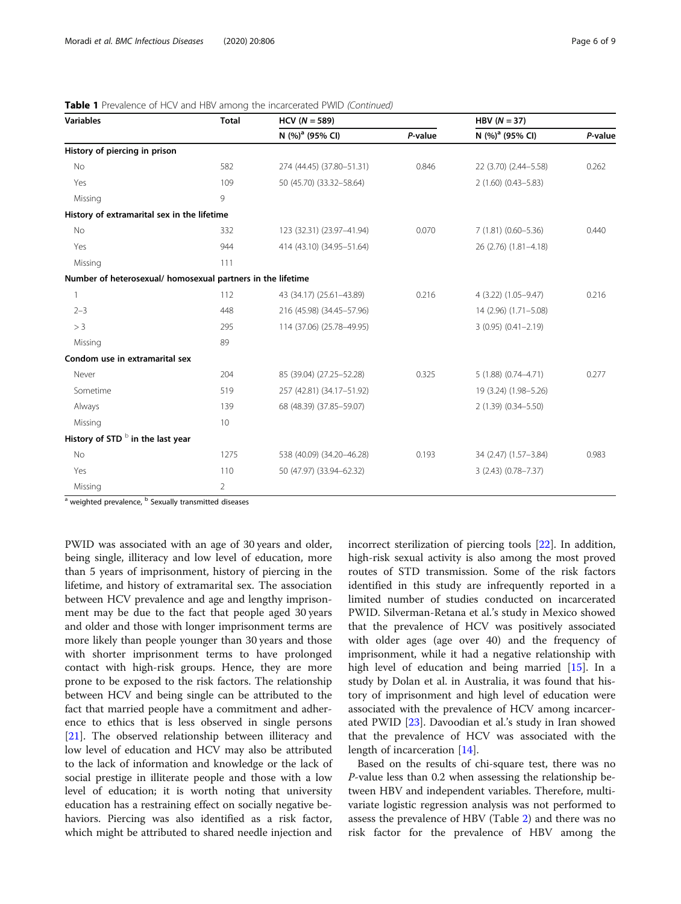**Table 1** Prevalence of HCV and HBV among the incarcerated PWID *(Continued)*

| Variables | Total | HCV (*N* = 589) | | HBV (*N* = 37) | |
|---|---|---|---|---|---|
| | | N (%)[a] (95% CI) | *P*-value | N (%)[a] (95% CI) | *P*-value |
| **History of piercing in prison** | | | | | |
| No | 582 | 274 (44.45) (37.80–51.31) | 0.846 | 22 (3.70) (2.44–5.58) | 0.262 |
| Yes | 109 | 50 (45.70) (33.32–58.64) | | 2 (1.60) (0.43–5.83) | |
| Missing | 9 | | | | |
| **History of extramarital sex in the lifetime** | | | | | |
| No | 332 | 123 (32.31) (23.97–41.94) | 0.070 | 7 (1.81) (0.60–5.36) | 0.440 |
| Yes | 944 | 414 (43.10) (34.95–51.64) | | 26 (2.76) (1.81–4.18) | |
| Missing | 111 | | | | |
| **Number of heterosexual/ homosexual partners in the lifetime** | | | | | |
| 1 | 112 | 43 (34.17) (25.61–43.89) | 0.216 | 4 (3.22) (1.05–9.47) | 0.216 |
| 2–3 | 448 | 216 (45.98) (34.45–57.96) | | 14 (2.96) (1.71–5.08) | |
| > 3 | 295 | 114 (37.06) (25.78–49.95) | | 3 (0.95) (0.41–2.19) | |
| Missing | 89 | | | | |
| **Condom use in extramarital sex** | | | | | |
| Never | 204 | 85 (39.04) (27.25–52.28) | 0.325 | 5 (1.88) (0.74–4.71) | 0.277 |
| Sometime | 519 | 257 (42.81) (34.17–51.92) | | 19 (3.24) (1.98–5.26) | |
| Always | 139 | 68 (48.39) (37.85–59.07) | | 2 (1.39) (0.34–5.50) | |
| Missing | 10 | | | | |
| **History of STD [b] in the last year** | | | | | |
| No | 1275 | 538 (40.09) (34.20–46.28) | 0.193 | 34 (2.47) (1.57–3.84) | 0.983 |
| Yes | 110 | 50 (47.97) (33.94–62.32) | | 3 (2.43) (0.78–7.37) | |
| Missing | 2 | | | | |

[a] weighted prevalence, [b] Sexually transmitted diseases

PWID was associated with an age of 30 years and older, being single, illiteracy and low level of education, more than 5 years of imprisonment, history of piercing in the lifetime, and history of extramarital sex. The association between HCV prevalence and age and lengthy imprisonment may be due to the fact that people aged 30 years and older and those with longer imprisonment terms are more likely than people younger than 30 years and those with shorter imprisonment terms to have prolonged contact with high-risk groups. Hence, they are more prone to be exposed to the risk factors. The relationship between HCV and being single can be attributed to the fact that married people have a commitment and adherence to ethics that is less observed in single persons [21]. The observed relationship between illiteracy and low level of education and HCV may also be attributed to the lack of information and knowledge or the lack of social prestige in illiterate people and those with a low level of education; it is worth noting that university education has a restraining effect on socially negative behaviors. Piercing was also identified as a risk factor, which might be attributed to shared needle injection and incorrect sterilization of piercing tools [22]. In addition, high-risk sexual activity is also among the most proved routes of STD transmission. Some of the risk factors identified in this study are infrequently reported in a limited number of studies conducted on incarcerated PWID. Silverman-Retana et al.'s study in Mexico showed that the prevalence of HCV was positively associated with older ages (age over 40) and the frequency of imprisonment, while it had a negative relationship with high level of education and being married [15]. In a study by Dolan et al. in Australia, it was found that history of imprisonment and high level of education were associated with the prevalence of HCV among incarcerated PWID [23]. Davoodian et al.'s study in Iran showed that the prevalence of HCV was associated with the length of incarceration [14].

Based on the results of chi-square test, there was no *P*-value less than 0.2 when assessing the relationship between HBV and independent variables. Therefore, multivariate logistic regression analysis was not performed to assess the prevalence of HBV (Table 2) and there was no risk factor for the prevalence of HBV among the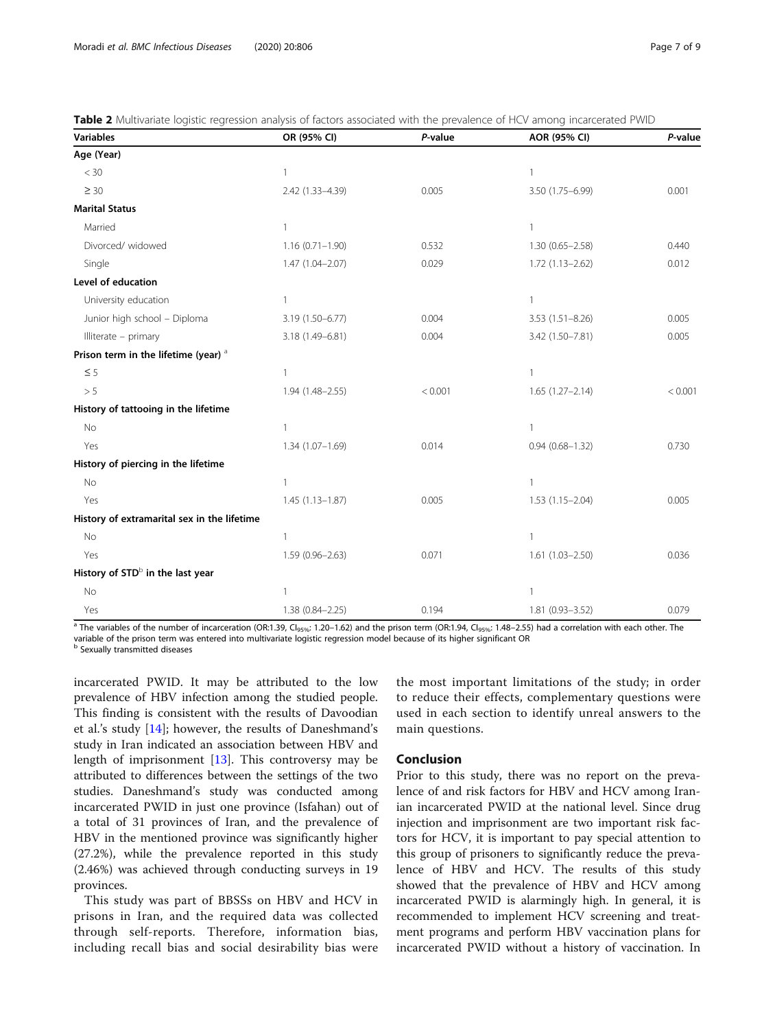**Table 2** Multivariate logistic regression analysis of factors associated with the prevalence of HCV among incarcerated PWID

| Variables | OR (95% CI) | *P*-value | AOR (95% CI) | *P*-value |
|---|---|---|---|---|
| **Age (Year)** | | | | |
| < 30 | 1 | | 1 | |
| ≥ 30 | 2.42 (1.33–4.39) | 0.005 | 3.50 (1.75–6.99) | 0.001 |
| **Marital Status** | | | | |
| Married | 1 | | 1 | |
| Divorced/ widowed | 1.16 (0.71–1.90) | 0.532 | 1.30 (0.65–2.58) | 0.440 |
| Single | 1.47 (1.04–2.07) | 0.029 | 1.72 (1.13–2.62) | 0.012 |
| **Level of education** | | | | |
| University education | 1 | | 1 | |
| Junior high school – Diploma | 3.19 (1.50–6.77) | 0.004 | 3.53 (1.51–8.26) | 0.005 |
| Illiterate – primary | 3.18 (1.49–6.81) | 0.004 | 3.42 (1.50–7.81) | 0.005 |
| **Prison term in the lifetime (year)** [a] | | | | |
| ≤ 5 | 1 | | 1 | |
| > 5 | 1.94 (1.48–2.55) | < 0.001 | 1.65 (1.27–2.14) | < 0.001 |
| **History of tattooing in the lifetime** | | | | |
| No | 1 | | 1 | |
| Yes | 1.34 (1.07–1.69) | 0.014 | 0.94 (0.68–1.32) | 0.730 |
| **History of piercing in the lifetime** | | | | |
| No | 1 | | 1 | |
| Yes | 1.45 (1.13–1.87) | 0.005 | 1.53 (1.15–2.04) | 0.005 |
| **History of extramarital sex in the lifetime** | | | | |
| No | 1 | | 1 | |
| Yes | 1.59 (0.96–2.63) | 0.071 | 1.61 (1.03–2.50) | 0.036 |
| **History of STD**[b] **in the last year** | | | | |
| No | 1 | | 1 | |
| Yes | 1.38 (0.84–2.25) | 0.194 | 1.81 (0.93–3.52) | 0.079 |

[a] The variables of the number of incarceration (OR:1.39, $CI_{95\%}$: 1.20–1.62) and the prison term (OR:1.94, $CI_{95\%}$: 1.48–2.55) had a correlation with each other. The variable of the prison term was entered into multivariate logistic regression model because of its higher significant OR

[b] Sexually transmitted diseases

incarcerated PWID. It may be attributed to the low prevalence of HBV infection among the studied people. This finding is consistent with the results of Davoodian et al.'s study [14]; however, the results of Daneshmand's study in Iran indicated an association between HBV and length of imprisonment [13]. This controversy may be attributed to differences between the settings of the two studies. Daneshmand's study was conducted among incarcerated PWID in just one province (Isfahan) out of a total of 31 provinces of Iran, and the prevalence of HBV in the mentioned province was significantly higher (27.2%), while the prevalence reported in this study (2.46%) was achieved through conducting surveys in 19 provinces.

This study was part of BBSSs on HBV and HCV in prisons in Iran, and the required data was collected through self-reports. Therefore, information bias, including recall bias and social desirability bias were the most important limitations of the study; in order to reduce their effects, complementary questions were used in each section to identify unreal answers to the main questions.

## Conclusion

Prior to this study, there was no report on the prevalence of and risk factors for HBV and HCV among Iranian incarcerated PWID at the national level. Since drug injection and imprisonment are two important risk factors for HCV, it is important to pay special attention to this group of prisoners to significantly reduce the prevalence of HBV and HCV. The results of this study showed that the prevalence of HBV and HCV among incarcerated PWID is alarmingly high. In general, it is recommended to implement HCV screening and treatment programs and perform HBV vaccination plans for incarcerated PWID without a history of vaccination. In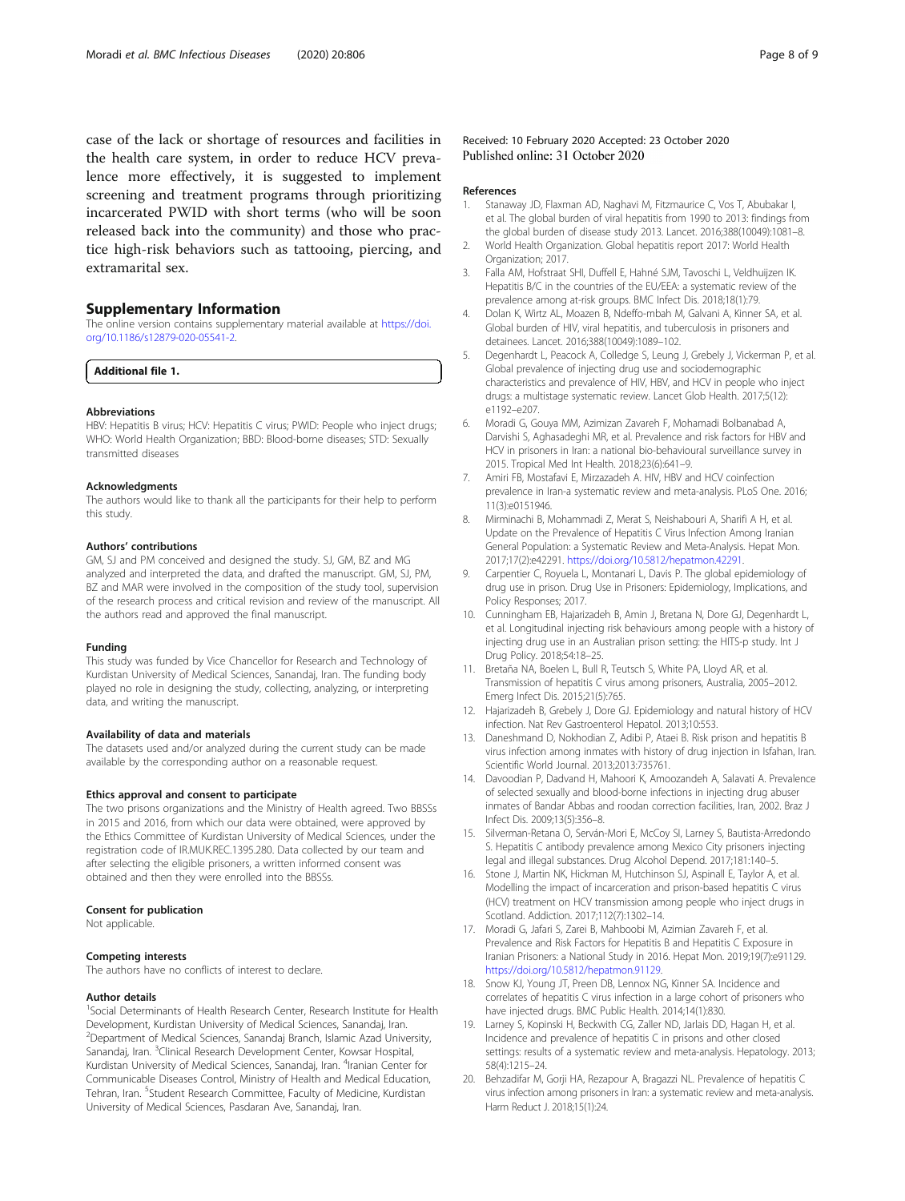case of the lack or shortage of resources and facilities in the health care system, in order to reduce HCV prevalence more effectively, it is suggested to implement screening and treatment programs through prioritizing incarcerated PWID with short terms (who will be soon released back into the community) and those who practice high-risk behaviors such as tattooing, piercing, and extramarital sex.

## Supplementary Information

The online version contains supplementary material available at https://doi.org/10.1186/s12879-020-05541-2.

**Additional file 1.**

#### Abbreviations

HBV: Hepatitis B virus; HCV: Hepatitis C virus; PWID: People who inject drugs; WHO: World Health Organization; BBD: Blood-borne diseases; STD: Sexually transmitted diseases

#### Acknowledgments

The authors would like to thank all the participants for their help to perform this study.

#### Authors' contributions

GM, SJ and PM conceived and designed the study. SJ, GM, BZ and MG analyzed and interpreted the data, and drafted the manuscript. GM, SJ, PM, BZ and MAR were involved in the composition of the study tool, supervision of the research process and critical revision and review of the manuscript. All the authors read and approved the final manuscript.

#### Funding

This study was funded by Vice Chancellor for Research and Technology of Kurdistan University of Medical Sciences, Sanandaj, Iran. The funding body played no role in designing the study, collecting, analyzing, or interpreting data, and writing the manuscript.

#### Availability of data and materials

The datasets used and/or analyzed during the current study can be made available by the corresponding author on a reasonable request.

#### Ethics approval and consent to participate

The two prisons organizations and the Ministry of Health agreed. Two BBSSs in 2015 and 2016, from which our data were obtained, were approved by the Ethics Committee of Kurdistan University of Medical Sciences, under the registration code of IR.MUK.REC.1395.280. Data collected by our team and after selecting the eligible prisoners, a written informed consent was obtained and then they were enrolled into the BBSSs.

#### Consent for publication

Not applicable.

#### Competing interests

The authors have no conflicts of interest to declare.

#### Author details

[1]Social Determinants of Health Research Center, Research Institute for Health Development, Kurdistan University of Medical Sciences, Sanandaj, Iran. [2]Department of Medical Sciences, Sanandaj Branch, Islamic Azad University, Sanandaj, Iran. [3]Clinical Research Development Center, Kowsar Hospital, Kurdistan University of Medical Sciences, Sanandaj, Iran. [4]Iranian Center for Communicable Diseases Control, Ministry of Health and Medical Education, Tehran, Iran. [5]Student Research Committee, Faculty of Medicine, Kurdistan University of Medical Sciences, Pasdaran Ave, Sanandaj, Iran.

Received: 10 February 2020 Accepted: 23 October 2020
Published online: 31 October 2020

#### References

1. Stanaway JD, Flaxman AD, Naghavi M, Fitzmaurice C, Vos T, Abubakar I, et al. The global burden of viral hepatitis from 1990 to 2013: findings from the global burden of disease study 2013. Lancet. 2016;388(10049):1081–8.
2. World Health Organization. Global hepatitis report 2017: World Health Organization; 2017.
3. Falla AM, Hofstraat SHI, Duffell E, Hahné SJM, Tavoschi L, Veldhuijzen IK. Hepatitis B/C in the countries of the EU/EEA: a systematic review of the prevalence among at-risk groups. BMC Infect Dis. 2018;18(1):79.
4. Dolan K, Wirtz AL, Moazen B, Ndeffo-mbah M, Galvani A, Kinner SA, et al. Global burden of HIV, viral hepatitis, and tuberculosis in prisoners and detainees. Lancet. 2016;388(10049):1089–102.
5. Degenhardt L, Peacock A, Colledge S, Leung J, Grebely J, Vickerman P, et al. Global prevalence of injecting drug use and sociodemographic characteristics and prevalence of HIV, HBV, and HCV in people who inject drugs: a multistage systematic review. Lancet Glob Health. 2017;5(12): e1192–e207.
6. Moradi G, Gouya MM, Azimizan Zavareh F, Mohamadi Bolbanabad A, Darvishi S, Aghasadeghi MR, et al. Prevalence and risk factors for HBV and HCV in prisoners in Iran: a national bio-behavioural surveillance survey in 2015. Tropical Med Int Health. 2018;23(6):641–9.
7. Amiri FB, Mostafavi E, Mirzazadeh A. HIV, HBV and HCV coinfection prevalence in Iran-a systematic review and meta-analysis. PLoS One. 2016; 11(3):e0151946.
8. Mirminachi B, Mohammadi Z, Merat S, Neishabouri A, Sharifi A H, et al. Update on the Prevalence of Hepatitis C Virus Infection Among Iranian General Population: a Systematic Review and Meta-Analysis. Hepat Mon. 2017;17(2):e42291. https://doi.org/10.5812/hepatmon.42291.
9. Carpentier C, Royuela L, Montanari L, Davis P. The global epidemiology of drug use in prison. Drug Use in Prisoners: Epidemiology, Implications, and Policy Responses; 2017.
10. Cunningham EB, Hajarizadeh B, Amin J, Bretana N, Dore GJ, Degenhardt L, et al. Longitudinal injecting risk behaviours among people with a history of injecting drug use in an Australian prison setting: the HITS-p study. Int J Drug Policy. 2018;54:18–25.
11. Bretaña NA, Boelen L, Bull R, Teutsch S, White PA, Lloyd AR, et al. Transmission of hepatitis C virus among prisoners, Australia, 2005–2012. Emerg Infect Dis. 2015;21(5):765.
12. Hajarizadeh B, Grebely J, Dore GJ. Epidemiology and natural history of HCV infection. Nat Rev Gastroenterol Hepatol. 2013;10:553.
13. Daneshmand D, Nokhodian Z, Adibi P, Ataei B. Risk prison and hepatitis B virus infection among inmates with history of drug injection in Isfahan, Iran. Scientific World Journal. 2013;2013:735761.
14. Davoodian P, Dadvand H, Mahoori K, Amoozandeh A, Salavati A. Prevalence of selected sexually and blood-borne infections in injecting drug abuser inmates of Bandar Abbas and roodan correction facilities, Iran, 2002. Braz J Infect Dis. 2009;13(5):356–8.
15. Silverman-Retana O, Serván-Mori E, McCoy SI, Larney S, Bautista-Arredondo S. Hepatitis C antibody prevalence among Mexico City prisoners injecting legal and illegal substances. Drug Alcohol Depend. 2017;181:140–5.
16. Stone J, Martin NK, Hickman M, Hutchinson SJ, Aspinall E, Taylor A, et al. Modelling the impact of incarceration and prison-based hepatitis C virus (HCV) treatment on HCV transmission among people who inject drugs in Scotland. Addiction. 2017;112(7):1302–14.
17. Moradi G, Jafari S, Zarei B, Mahboobi M, Azimian Zavareh F, et al. Prevalence and Risk Factors for Hepatitis B and Hepatitis C Exposure in Iranian Prisoners: a National Study in 2016. Hepat Mon. 2019;19(7):e91129. https://doi.org/10.5812/hepatmon.91129.
18. Snow KJ, Young JT, Preen DB, Lennox NG, Kinner SA. Incidence and correlates of hepatitis C virus infection in a large cohort of prisoners who have injected drugs. BMC Public Health. 2014;14(1):830.
19. Larney S, Kopinski H, Beckwith CG, Zaller ND, Jarlais DD, Hagan H, et al. Incidence and prevalence of hepatitis C in prisons and other closed settings: results of a systematic review and meta-analysis. Hepatology. 2013; 58(4):1215–24.
20. Behzadifar M, Gorji HA, Rezapour A, Bragazzi NL. Prevalence of hepatitis C virus infection among prisoners in Iran: a systematic review and meta-analysis. Harm Reduct J. 2018;15(1):24.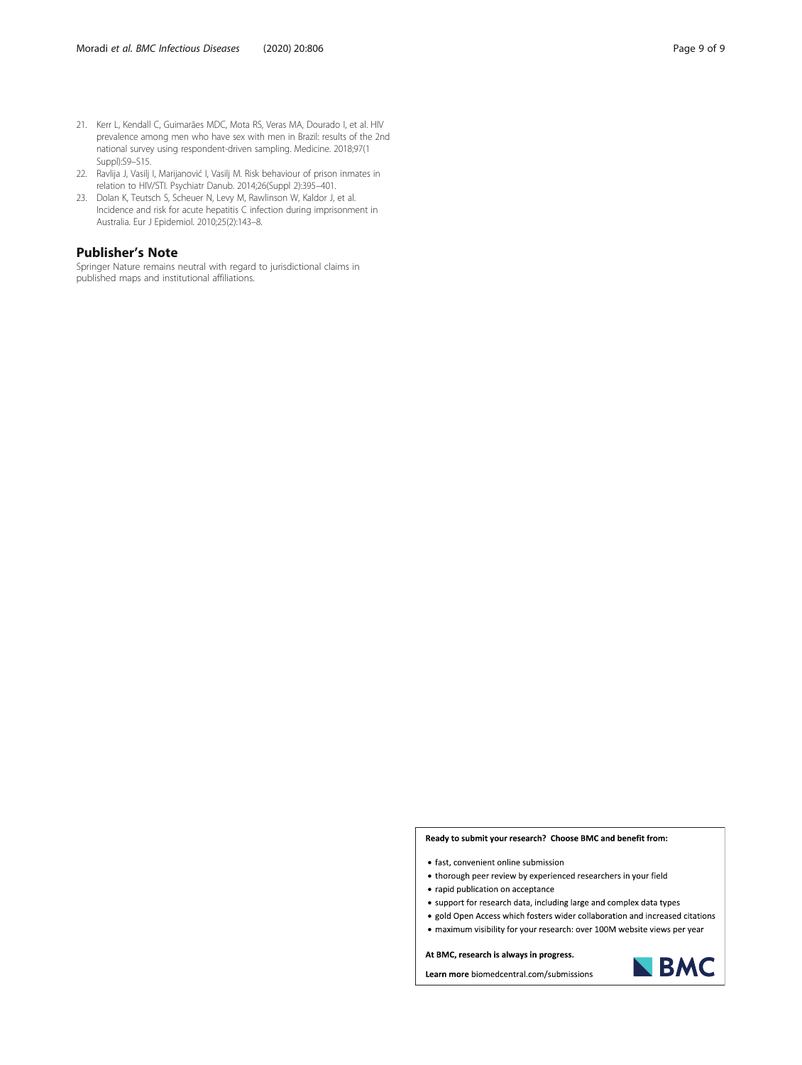21. Kerr L, Kendall C, Guimarães MDC, Mota RS, Veras MA, Dourado I, et al. HIV prevalence among men who have sex with men in Brazil: results of the 2nd national survey using respondent-driven sampling. Medicine. 2018;97(1 Suppl):S9–S15.
22. Ravlija J, Vasilj I, Marijanović I, Vasilj M. Risk behaviour of prison inmates in relation to HIV/STI. Psychiatr Danub. 2014;26(Suppl 2):395–401.
23. Dolan K, Teutsch S, Scheuer N, Levy M, Rawlinson W, Kaldor J, et al. Incidence and risk for acute hepatitis C infection during imprisonment in Australia. Eur J Epidemiol. 2010;25(2):143–8.

## Publisher's Note

Springer Nature remains neutral with regard to jurisdictional claims in published maps and institutional affiliations.

**Ready to submit your research? Choose BMC and benefit from:**

- fast, convenient online submission
- thorough peer review by experienced researchers in your field
- rapid publication on acceptance
- support for research data, including large and complex data types
- gold Open Access which fosters wider collaboration and increased citations
- maximum visibility for your research: over 100M website views per year

**At BMC, research is always in progress.**

**Learn more** biomedcentral.com/submissions

BMC